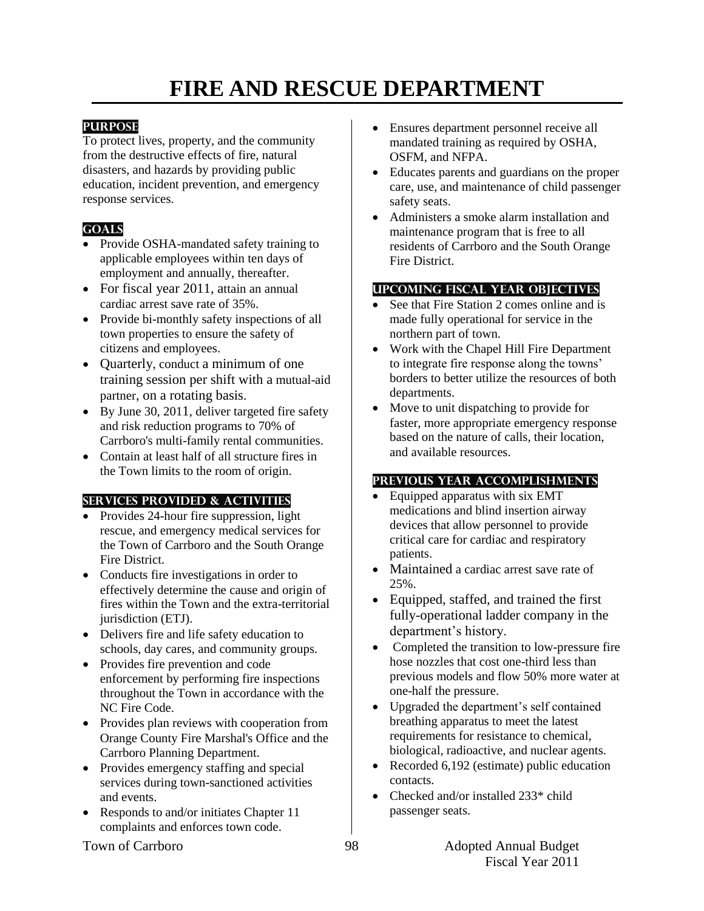# FIRE AND RESCUE DEPARTMENT

## PURPOSE

To protect lives, property, and the community from the destructive effects of fire, natural disasters, and hazards by providing public education, incident prevention, and emergency response services.

## GOALS

- Provide OSHA-mandated safety training to applicable employees within ten days of employment and annually, thereafter.
- For fiscal year 2011, attain an annual cardiac arrest save rate of 35%.
- Provide bi-monthly safety inspections of all town properties to ensure the safety of citizens and employees.
- Quarterly, conduct a minimum of one training session per shift with a mutual-aid partner, on a rotating basis.
- By June 30, 2011, deliver targeted fire safety and risk reduction programs to 70% of Carrboro's multi-family rental communities.
- Contain at least half of all structure fires in the Town limits to the room of origin.

## SERVICES PROVIDED & ACTIVITIES

- Provides 24-hour fire suppression, light rescue, and emergency medical services for the Town of Carrboro and the South Orange Fire District.
- Conducts fire investigations in order to effectively determine the cause and origin of fires within the Town and the extra-territorial jurisdiction (ETJ).
- Delivers fire and life safety education to schools, day cares, and community groups.
- Provides fire prevention and code enforcement by performing fire inspections throughout the Town in accordance with the NC Fire Code.
- Provides plan reviews with cooperation from Orange County Fire Marshal's Office and the Carrboro Planning Department.
- Provides emergency staffing and special services during town-sanctioned activities and events.
- Responds to and/or initiates Chapter 11 complaints and enforces town code.
- Ensures department personnel receive all mandated training as required by OSHA, OSFM, and NFPA.
- Educates parents and guardians on the proper care, use, and maintenance of child passenger safety seats.
- Administers a smoke alarm installation and maintenance program that is free to all residents of Carrboro and the South Orange Fire District.

## UPCOMING FISCAL YEAR OBJECTIVES

- See that Fire Station 2 comes online and is made fully operational for service in the northern part of town.
- Work with the Chapel Hill Fire Department to integrate fire response along the towns' borders to better utilize the resources of both departments.
- Move to unit dispatching to provide for faster, more appropriate emergency response based on the nature of calls, their location, and available resources.

## PREVIOUS YEAR ACCOMPLISHMENTS

- Equipped apparatus with six EMT medications and blind insertion airway devices that allow personnel to provide critical care for cardiac and respiratory patients.
- Maintained a cardiac arrest save rate of 25%.
- Equipped, staffed, and trained the first fully-operational ladder company in the department's history.
- Completed the transition to low-pressure fire hose nozzles that cost one-third less than previous models and flow 50% more water at one-half the pressure.
- Upgraded the department's self contained breathing apparatus to meet the latest requirements for resistance to chemical, biological, radioactive, and nuclear agents.
- Recorded 6,192 (estimate) public education contacts.
- Checked and/or installed 233* child passenger seats.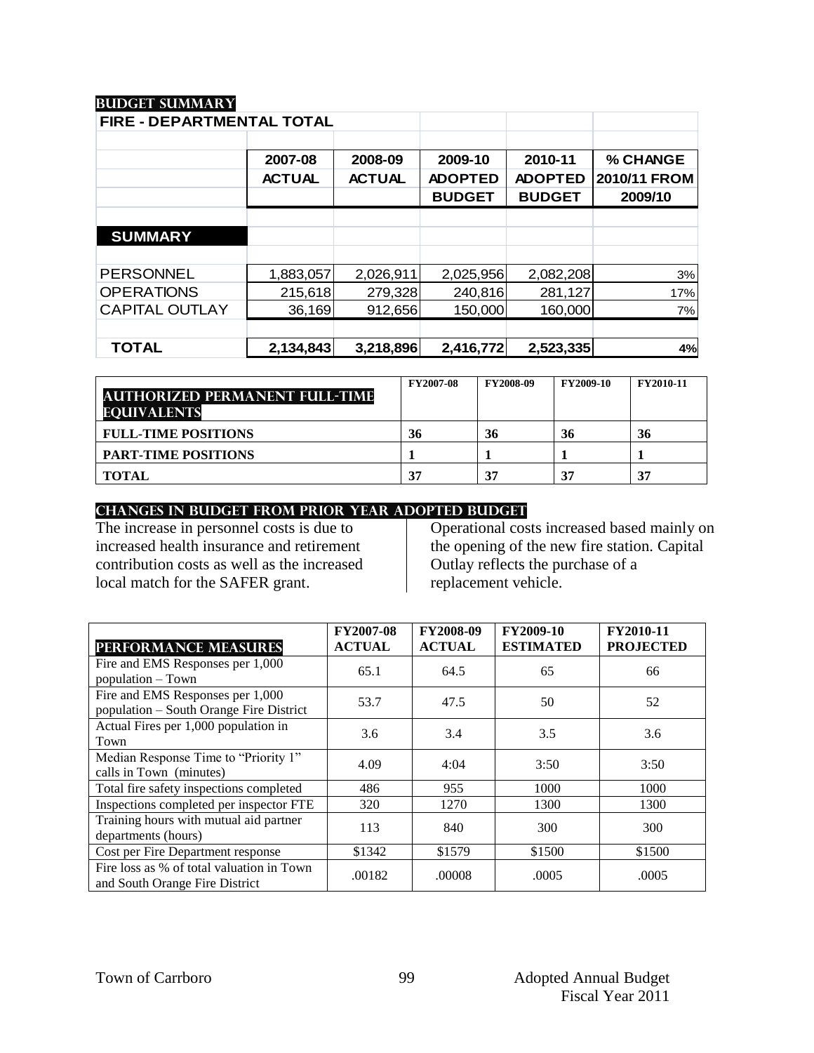## BUDGET SUMMARY

**FIRE - DEPARTMENTAL TOTAL**

| | 2007-08 ACTUAL | 2008-09 ACTUAL | 2009-10 ADOPTED BUDGET | 2010-11 ADOPTED BUDGET | % CHANGE 2010/11 FROM 2009/10 |
|---|---|---|---|---|---|
| **SUMMARY** | | | | | |
| PERSONNEL | 1,883,057 | 2,026,911 | 2,025,956 | 2,082,208 | 3% |
| OPERATIONS | 215,618 | 279,328 | 240,816 | 281,127 | 17% |
| CAPITAL OUTLAY | 36,169 | 912,656 | 150,000 | 160,000 | 7% |
| **TOTAL** | **2,134,843** | **3,218,896** | **2,416,772** | **2,523,335** | **4%** |

| AUTHORIZED PERMANENT FULL-TIME EQUIVALENTS | FY2007-08 | FY2008-09 | FY2009-10 | FY2010-11 |
|---|---|---|---|---|
| **FULL-TIME POSITIONS** | **36** | **36** | **36** | **36** |
| **PART-TIME POSITIONS** | **1** | **1** | **1** | **1** |
| **TOTAL** | **37** | **37** | **37** | **37** |

## CHANGES IN BUDGET FROM PRIOR YEAR ADOPTED BUDGET

The increase in personnel costs is due to increased health insurance and retirement contribution costs as well as the increased local match for the SAFER grant.

Operational costs increased based mainly on the opening of the new fire station. Capital Outlay reflects the purchase of a replacement vehicle.

| PERFORMANCE MEASURES | FY2007-08 ACTUAL | FY2008-09 ACTUAL | FY2009-10 ESTIMATED | FY2010-11 PROJECTED |
|---|---|---|---|---|
| Fire and EMS Responses per 1,000 population – Town | 65.1 | 64.5 | 65 | 66 |
| Fire and EMS Responses per 1,000 population – South Orange Fire District | 53.7 | 47.5 | 50 | 52 |
| Actual Fires per 1,000 population in Town | 3.6 | 3.4 | 3.5 | 3.6 |
| Median Response Time to "Priority 1" calls in Town (minutes) | 4.09 | 4:04 | 3:50 | 3:50 |
| Total fire safety inspections completed | 486 | 955 | 1000 | 1000 |
| Inspections completed per inspector FTE | 320 | 1270 | 1300 | 1300 |
| Training hours with mutual aid partner departments (hours) | 113 | 840 | 300 | 300 |
| Cost per Fire Department response | $1342 | $1579 | $1500 | $1500 |
| Fire loss as % of total valuation in Town and South Orange Fire District | .00182 | .00008 | .0005 | .0005 |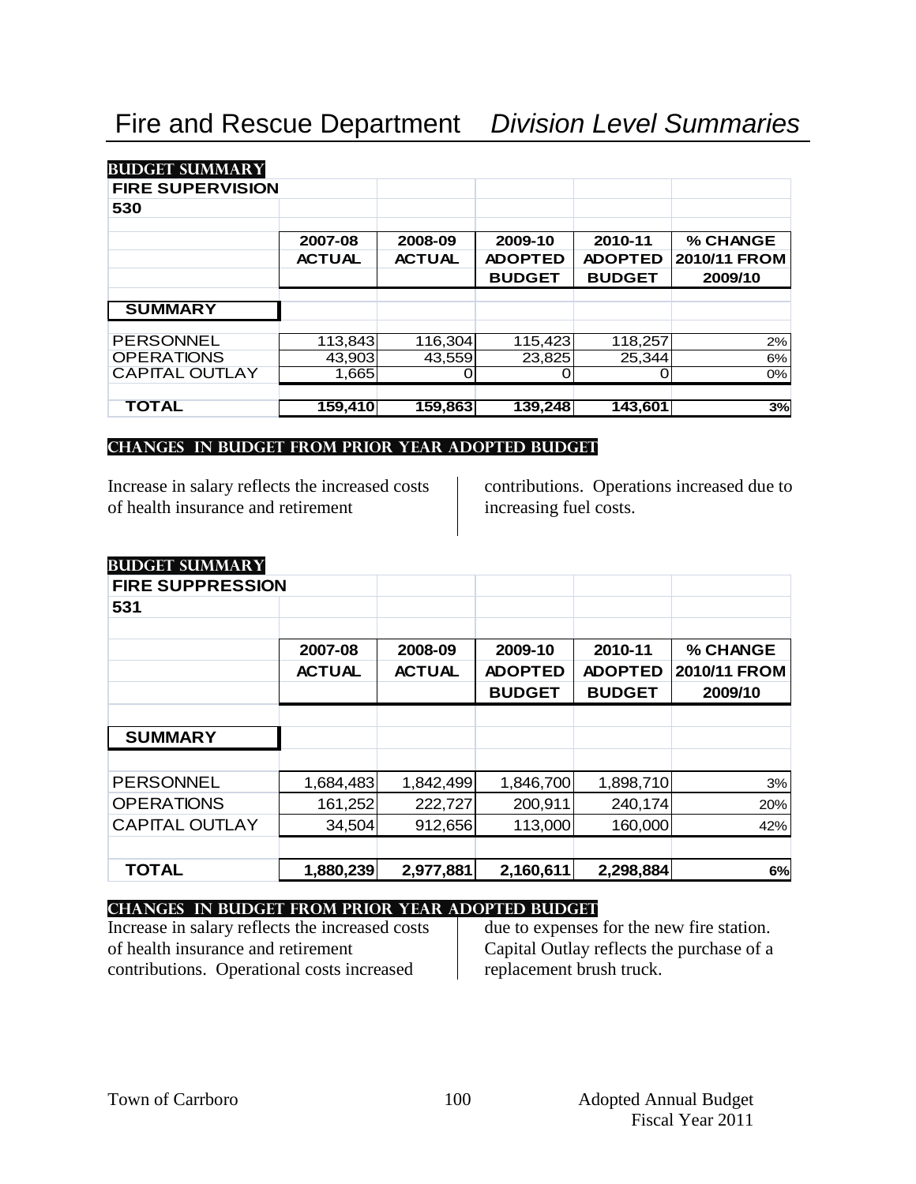# Fire and Rescue Department *Division Level Summaries*

## BUDGET SUMMARY

**FIRE SUPERVISION**

**530**

| | 2007-08 ACTUAL | 2008-09 ACTUAL | 2009-10 ADOPTED BUDGET | 2010-11 ADOPTED BUDGET | % CHANGE 2010/11 FROM 2009/10 |
|---|---|---|---|---|---|
| **SUMMARY** | | | | | |
| PERSONNEL | 113,843 | 116,304 | 115,423 | 118,257 | 2% |
| OPERATIONS | 43,903 | 43,559 | 23,825 | 25,344 | 6% |
| CAPITAL OUTLAY | 1,665 | 0 | 0 | 0 | 0% |
| **TOTAL** | **159,410** | **159,863** | **139,248** | **143,601** | **3%** |

## CHANGES IN BUDGET FROM PRIOR YEAR ADOPTED BUDGET

Increase in salary reflects the increased costs of health insurance and retirement contributions. Operations increased due to increasing fuel costs.

## BUDGET SUMMARY

**FIRE SUPPRESSION**

**531**

| | 2007-08 ACTUAL | 2008-09 ACTUAL | 2009-10 ADOPTED BUDGET | 2010-11 ADOPTED BUDGET | % CHANGE 2010/11 FROM 2009/10 |
|---|---|---|---|---|---|
| **SUMMARY** | | | | | |
| PERSONNEL | 1,684,483 | 1,842,499 | 1,846,700 | 1,898,710 | 3% |
| OPERATIONS | 161,252 | 222,727 | 200,911 | 240,174 | 20% |
| CAPITAL OUTLAY | 34,504 | 912,656 | 113,000 | 160,000 | 42% |
| **TOTAL** | **1,880,239** | **2,977,881** | **2,160,611** | **2,298,884** | **6%** |

## CHANGES IN BUDGET FROM PRIOR YEAR ADOPTED BUDGET

Increase in salary reflects the increased costs of health insurance and retirement contributions. Operational costs increased due to expenses for the new fire station. Capital Outlay reflects the purchase of a replacement brush truck.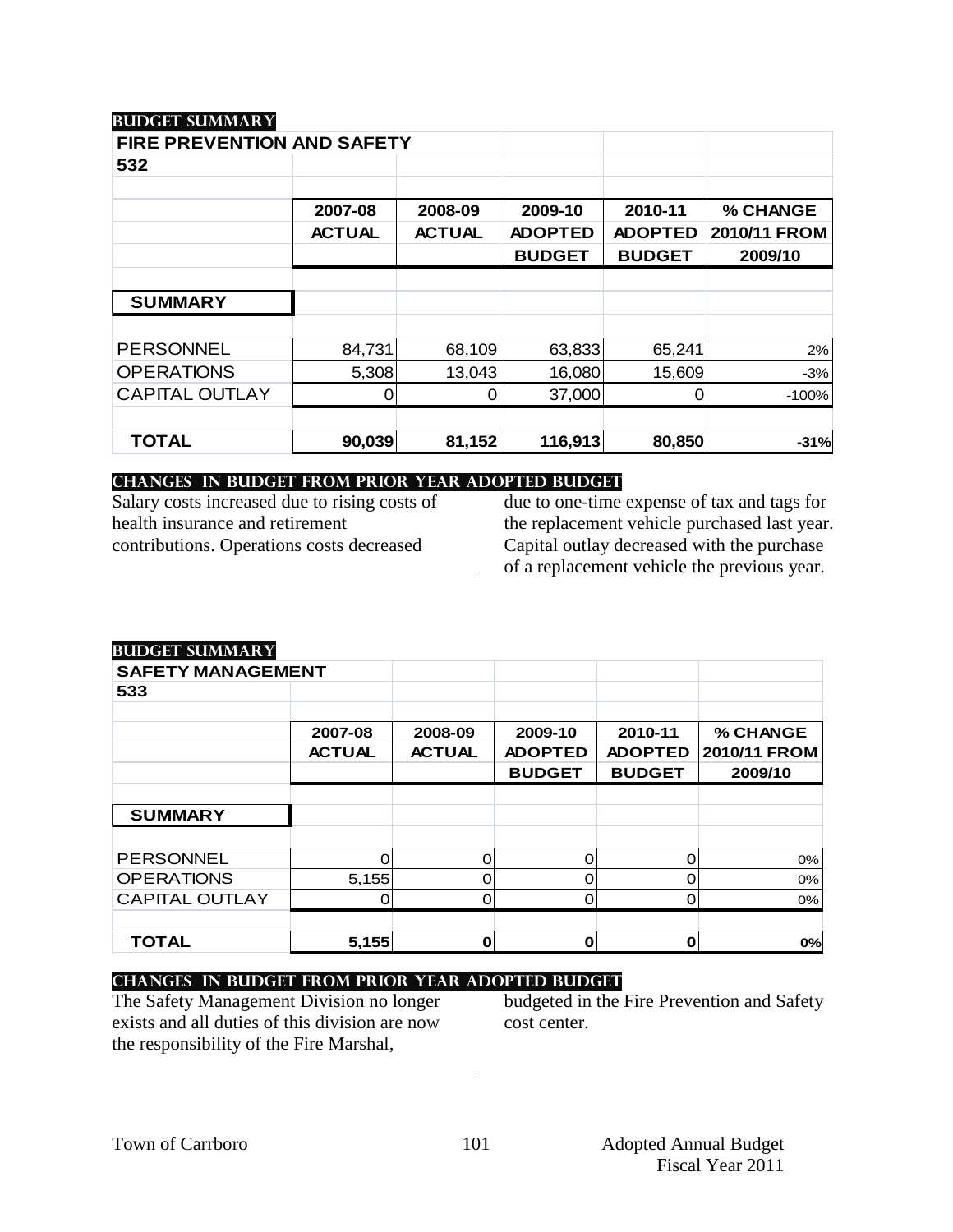## BUDGET SUMMARY

| FIRE PREVENTION AND SAFETY | | | | | |
|---|---|---|---|---|---|
| 532 | | | | | |
| | 2007-08 ACTUAL | 2008-09 ACTUAL | 2009-10 ADOPTED BUDGET | 2010-11 ADOPTED BUDGET | % CHANGE 2010/11 FROM 2009/10 |
| **SUMMARY** | | | | | |
| PERSONNEL | 84,731 | 68,109 | 63,833 | 65,241 | 2% |
| OPERATIONS | 5,308 | 13,043 | 16,080 | 15,609 | -3% |
| CAPITAL OUTLAY | 0 | 0 | 37,000 | 0 | -100% |
| **TOTAL** | **90,039** | **81,152** | **116,913** | **80,850** | **-31%** |

## CHANGES IN BUDGET FROM PRIOR YEAR ADOPTED BUDGET

Salary costs increased due to rising costs of health insurance and retirement contributions. Operations costs decreased due to one-time expense of tax and tags for the replacement vehicle purchased last year. Capital outlay decreased with the purchase of a replacement vehicle the previous year.

## BUDGET SUMMARY

| SAFETY MANAGEMENT | | | | | |
|---|---|---|---|---|---|
| 533 | | | | | |
| | 2007-08 ACTUAL | 2008-09 ACTUAL | 2009-10 ADOPTED BUDGET | 2010-11 ADOPTED BUDGET | % CHANGE 2010/11 FROM 2009/10 |
| **SUMMARY** | | | | | |
| PERSONNEL | 0 | 0 | 0 | 0 | 0% |
| OPERATIONS | 5,155 | 0 | 0 | 0 | 0% |
| CAPITAL OUTLAY | 0 | 0 | 0 | 0 | 0% |
| **TOTAL** | **5,155** | **0** | **0** | **0** | **0%** |

## CHANGES IN BUDGET FROM PRIOR YEAR ADOPTED BUDGET

The Safety Management Division no longer exists and all duties of this division are now the responsibility of the Fire Marshal, budgeted in the Fire Prevention and Safety cost center.